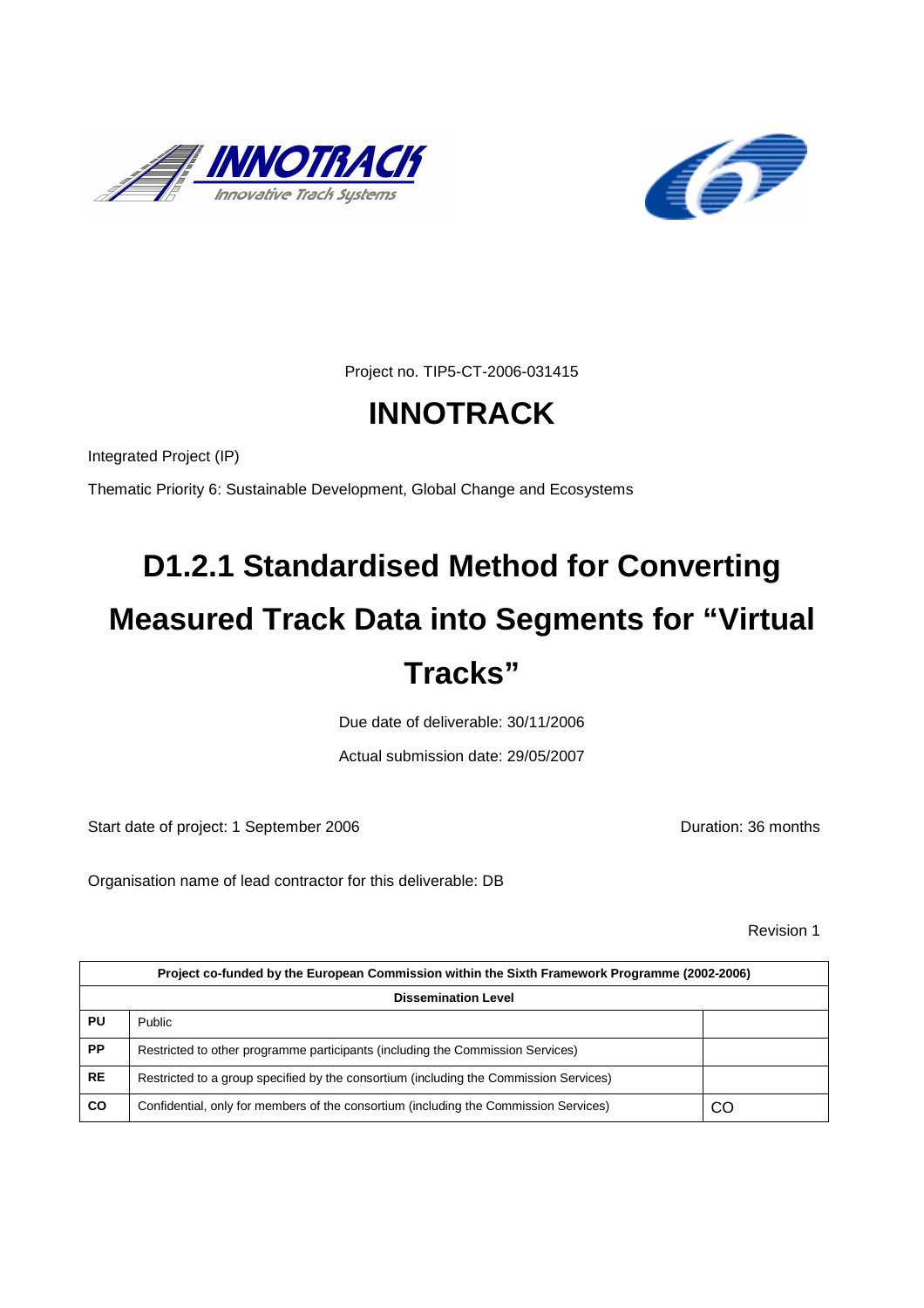Project no. TIP5-CT-2006-031415

# INNOTRACK

Integrated Project (IP)

Thematic Priority 6: Sustainable Development, Global Change and Ecosystems

# D1.2.1 Standardised Method for Converting Measured Track Data into Segments for "Virtual Tracks"

Due date of deliverable: 30/11/2006

Actual submission date: 29/05/2007

Start date of project: 1 September 2006

Duration: 36 months

Organisation name of lead contractor for this deliverable: DB

Revision 1

| Project co-funded by the European Commission within the Sixth Framework Programme (2002-2006) | | |
|---|---|---|
| **Dissemination Level** | | |
| **PU** | Public | |
| **PP** | Restricted to other programme participants (including the Commission Services) | |
| **RE** | Restricted to a group specified by the consortium (including the Commission Services) | |
| **CO** | Confidential, only for members of the consortium (including the Commission Services) | CO |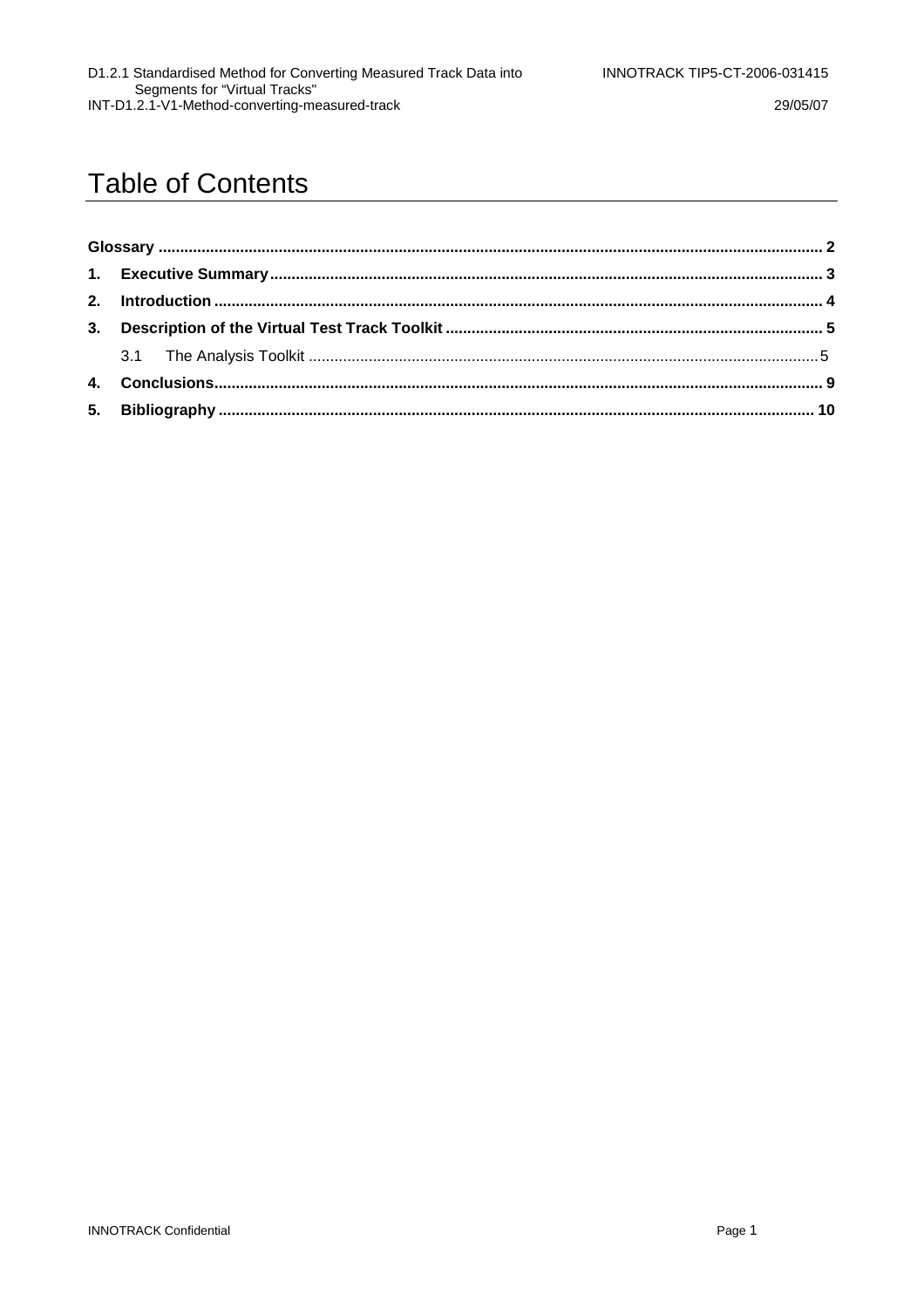# Table of Contents

**Glossary** ........................................................................................................................................... 2

**1. Executive Summary** ................................................................................................................... 3

**2. Introduction** .............................................................................................................................. 4

**3. Description of the Virtual Test Track Toolkit** ......................................................................... 5

3.1 The Analysis Toolkit ..................................................................................................................... 5

**4. Conclusions** ............................................................................................................................... 9

**5. Bibliography** ........................................................................................................................... 10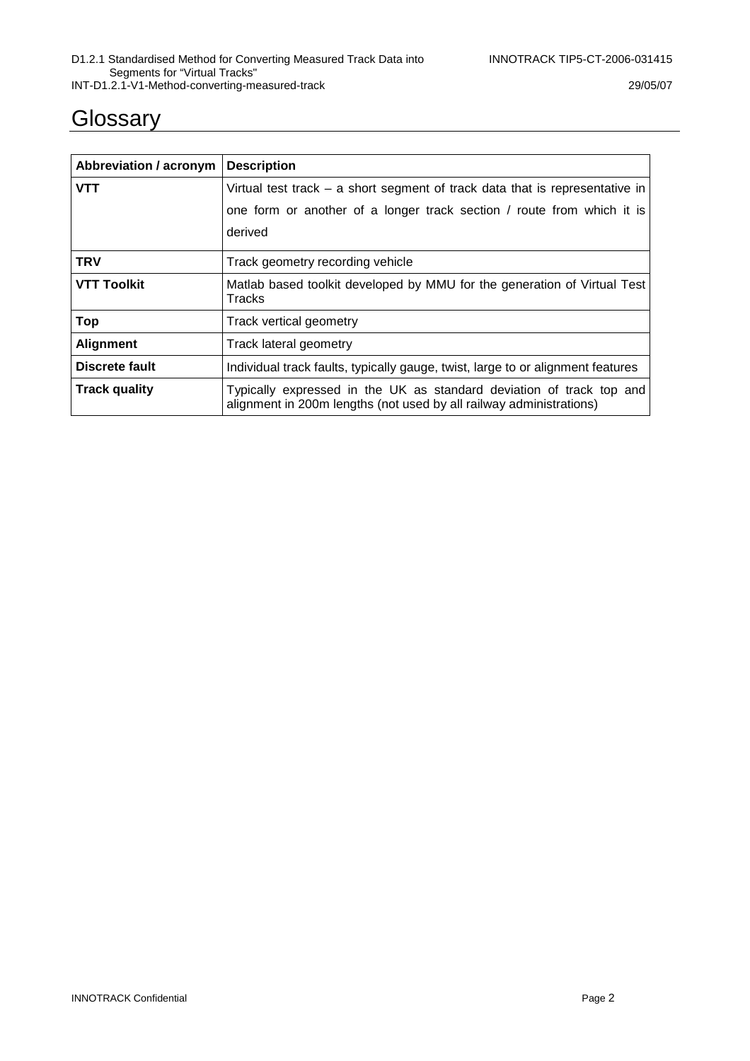# Glossary

| Abbreviation / acronym | Description |
| --- | --- |
| **VTT** | Virtual test track – a short segment of track data that is representative in one form or another of a longer track section / route from which it is derived |
| **TRV** | Track geometry recording vehicle |
| **VTT Toolkit** | Matlab based toolkit developed by MMU for the generation of Virtual Test Tracks |
| **Top** | Track vertical geometry |
| **Alignment** | Track lateral geometry |
| **Discrete fault** | Individual track faults, typically gauge, twist, large to or alignment features |
| **Track quality** | Typically expressed in the UK as standard deviation of track top and alignment in 200m lengths (not used by all railway administrations) |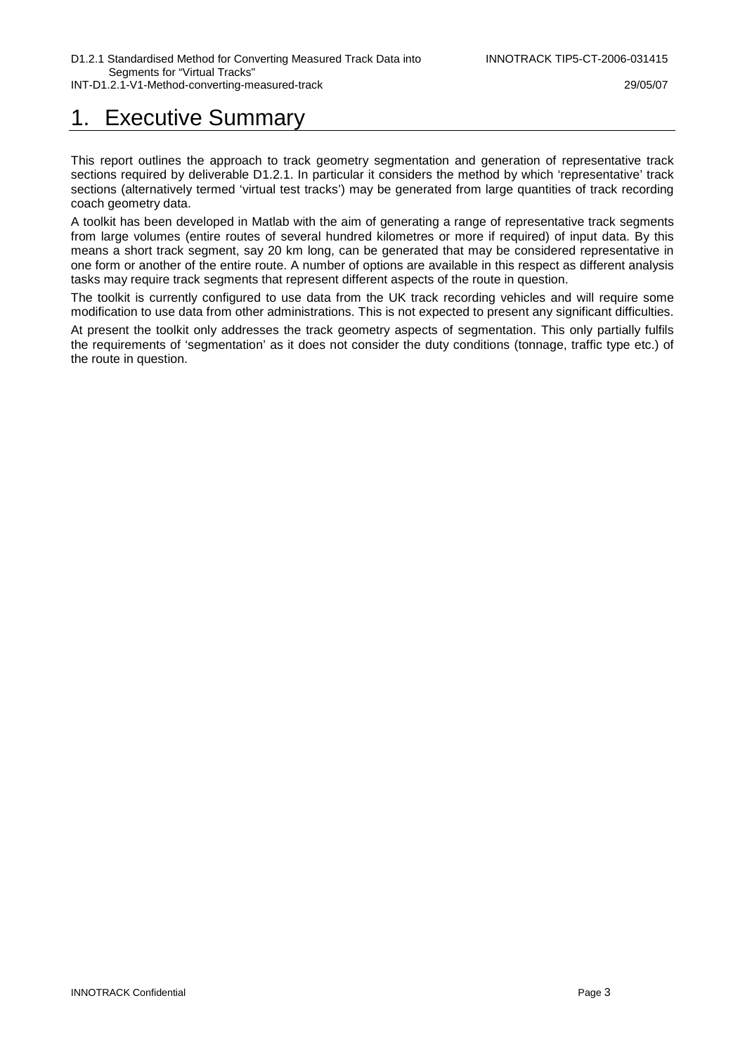# 1. Executive Summary

This report outlines the approach to track geometry segmentation and generation of representative track sections required by deliverable D1.2.1. In particular it considers the method by which 'representative' track sections (alternatively termed 'virtual test tracks') may be generated from large quantities of track recording coach geometry data.

A toolkit has been developed in Matlab with the aim of generating a range of representative track segments from large volumes (entire routes of several hundred kilometres or more if required) of input data. By this means a short track segment, say 20 km long, can be generated that may be considered representative in one form or another of the entire route. A number of options are available in this respect as different analysis tasks may require track segments that represent different aspects of the route in question.

The toolkit is currently configured to use data from the UK track recording vehicles and will require some modification to use data from other administrations. This is not expected to present any significant difficulties.

At present the toolkit only addresses the track geometry aspects of segmentation. This only partially fulfils the requirements of 'segmentation' as it does not consider the duty conditions (tonnage, traffic type etc.) of the route in question.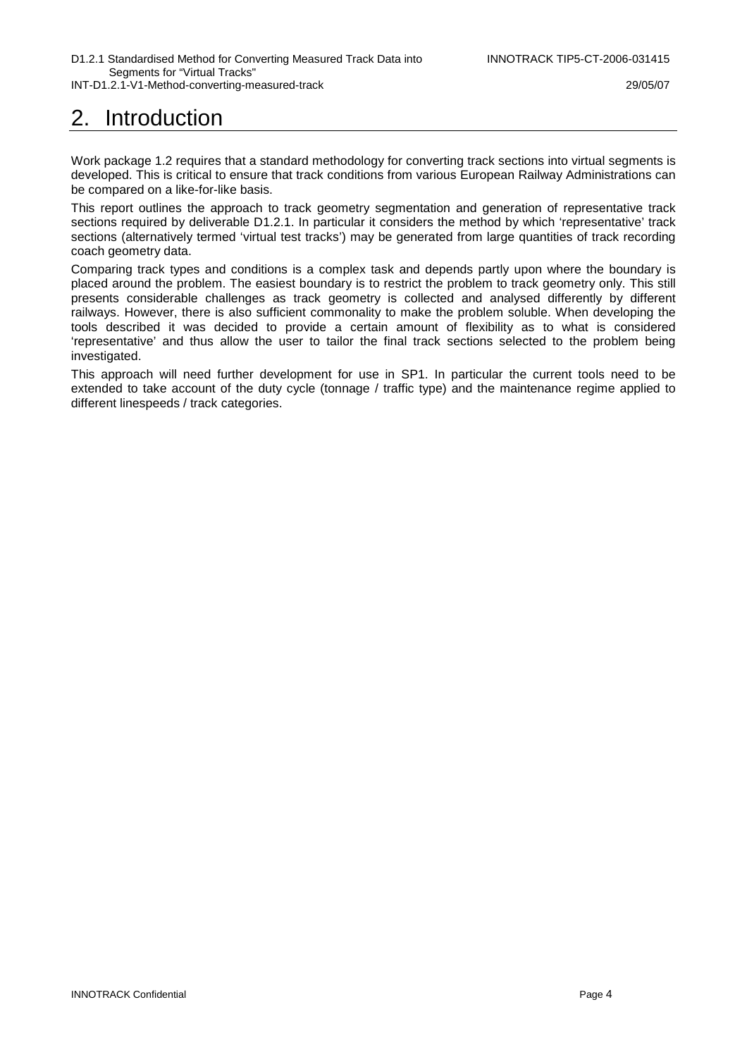# 2. Introduction

Work package 1.2 requires that a standard methodology for converting track sections into virtual segments is developed. This is critical to ensure that track conditions from various European Railway Administrations can be compared on a like-for-like basis.

This report outlines the approach to track geometry segmentation and generation of representative track sections required by deliverable D1.2.1. In particular it considers the method by which 'representative' track sections (alternatively termed 'virtual test tracks') may be generated from large quantities of track recording coach geometry data.

Comparing track types and conditions is a complex task and depends partly upon where the boundary is placed around the problem. The easiest boundary is to restrict the problem to track geometry only. This still presents considerable challenges as track geometry is collected and analysed differently by different railways. However, there is also sufficient commonality to make the problem soluble. When developing the tools described it was decided to provide a certain amount of flexibility as to what is considered 'representative' and thus allow the user to tailor the final track sections selected to the problem being investigated.

This approach will need further development for use in SP1. In particular the current tools need to be extended to take account of the duty cycle (tonnage / traffic type) and the maintenance regime applied to different linespeeds / track categories.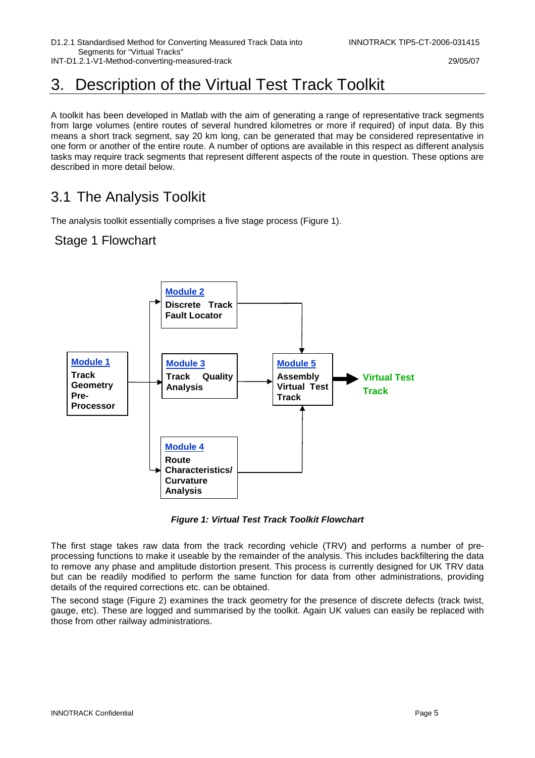# 3. Description of the Virtual Test Track Toolkit

A toolkit has been developed in Matlab with the aim of generating a range of representative track segments from large volumes (entire routes of several hundred kilometres or more if required) of input data. By this means a short track segment, say 20 km long, can be generated that may be considered representative in one form or another of the entire route. A number of options are available in this respect as different analysis tasks may require track segments that represent different aspects of the route in question. These options are described in more detail below.

## 3.1 The Analysis Toolkit

The analysis toolkit essentially comprises a five stage process (Figure 1).

### Stage 1 Flowchart

Module 1 Track Geometry Pre-Processor

Module 2 Discrete Track Fault Locator

Module 3 Track Quality Analysis

Module 4 Route Characteristics/ Curvature Analysis

Module 5 Assembly Virtual Test Track

Virtual Test Track

***Figure 1: Virtual Test Track Toolkit Flowchart***

The first stage takes raw data from the track recording vehicle (TRV) and performs a number of pre-processing functions to make it useable by the remainder of the analysis. This includes backfiltering the data to remove any phase and amplitude distortion present. This process is currently designed for UK TRV data but can be readily modified to perform the same function for data from other administrations, providing details of the required corrections etc. can be obtained.

The second stage (Figure 2) examines the track geometry for the presence of discrete defects (track twist, gauge, etc). These are logged and summarised by the toolkit. Again UK values can easily be replaced with those from other railway administrations.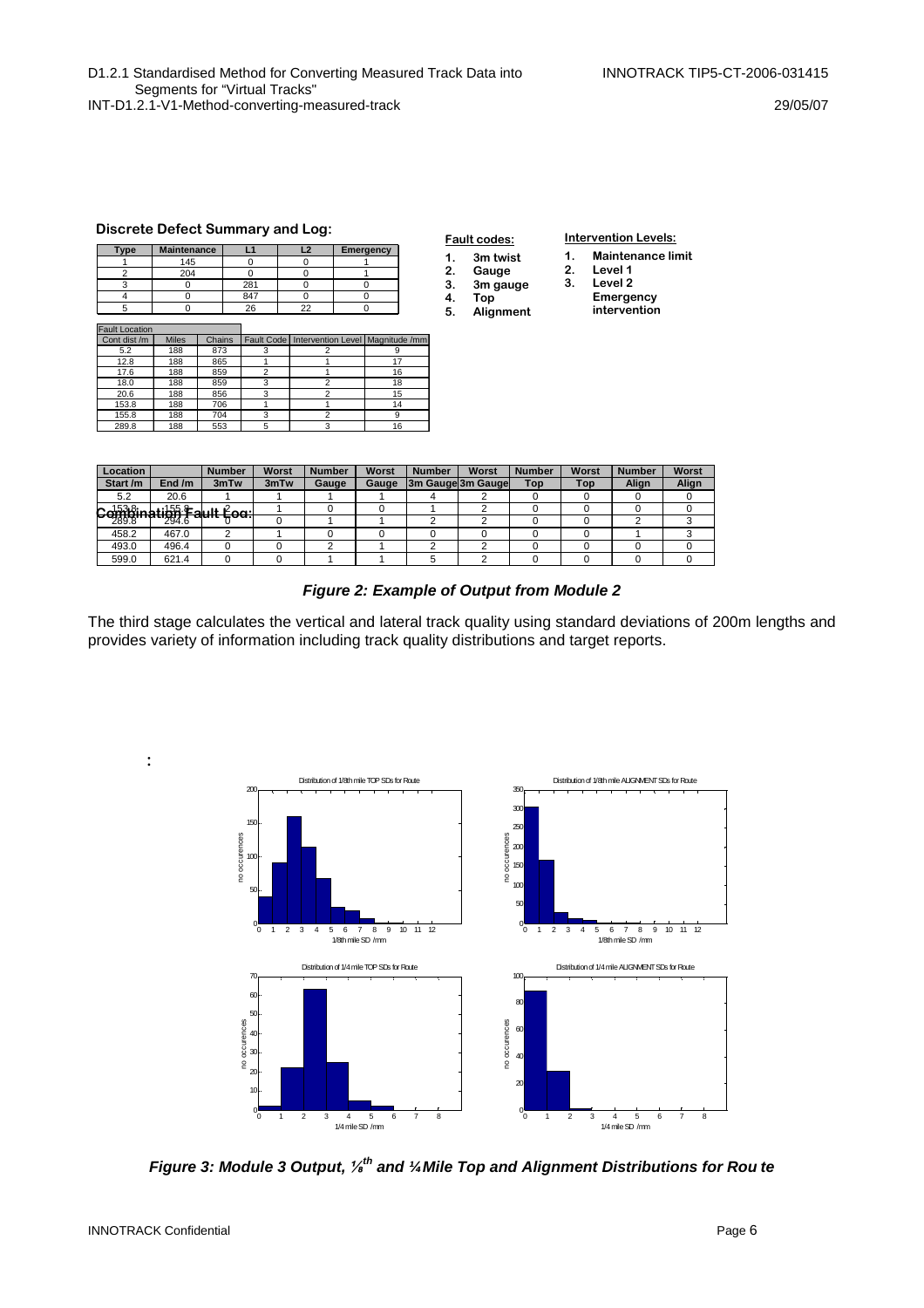**Discrete Defect Summary and Log:**

| Type | Maintenance | L1 | L2 | Emergency |
|---|---|---|---|---|
| 1 | 145 | 0 | 0 | 1 |
| 2 | 204 | 0 | 0 | 1 |
| 3 | 0 | 281 | 0 | 0 |
| 4 | 0 | 847 | 0 | 0 |
| 5 | 0 | 26 | 22 | 0 |

**Fault codes:**

1. 3m twist
2. Gauge
3. 3m gauge
4. Top
5. Alignment

**Intervention Levels:**

1. Maintenance limit
2. Level 1
3. Level 2 Emergency intervention

| Fault Location | | | | | |
|---|---|---|---|---|---|
| Cont dist /m | Miles | Chains | Fault Code | Intervention Level | Magnitude /mm |
| 5.2 | 188 | 873 | 3 | 2 | 9 |
| 12.8 | 188 | 865 | 1 | 1 | 17 |
| 17.6 | 188 | 859 | 2 | 1 | 16 |
| 18.0 | 188 | 859 | 3 | 2 | 18 |
| 20.6 | 188 | 856 | 3 | 2 | 15 |
| 153.8 | 188 | 706 | 1 | 1 | 14 |
| 155.8 | 188 | 704 | 3 | 2 | 9 |
| 289.8 | 188 | 553 | 5 | 3 | 16 |

**Combination Fault Log:**

| Location | | Number | Worst | Number | Worst | Number | Worst | Number | Worst | Number | Worst |
|---|---|---|---|---|---|---|---|---|---|---|---|
| Start /m | End /m | 3mTw | 3mTw | Gauge | Gauge | 3m Gauge | 3m Gauge | Top | Top | Align | Align |
| 5.2 | 20.6 | 1 | 1 | 1 | 1 | 4 | 2 | 0 | 0 | 0 | 0 |
| 153.8 | 155.8 | 2 | 1 | 0 | 0 | 1 | 2 | 0 | 0 | 0 | 0 |
| 289.8 | 294.6 | 0 | 0 | 1 | 1 | 2 | 2 | 0 | 0 | 2 | 3 |
| 458.2 | 467.0 | 2 | 1 | 0 | 0 | 0 | 0 | 0 | 0 | 1 | 3 |
| 493.0 | 496.4 | 0 | 0 | 2 | 1 | 2 | 2 | 0 | 0 | 0 | 0 |
| 599.0 | 621.4 | 0 | 0 | 1 | 1 | 5 | 2 | 0 | 0 | 0 | 0 |

***Figure 2: Example of Output from Module 2***

The third stage calculates the vertical and lateral track quality using standard deviations of 200m lengths and provides variety of information including track quality distributions and target reports.

:

***Figure 3: Module 3 Output, ⅛th and ¼ Mile Top and Alignment Distributions for Route***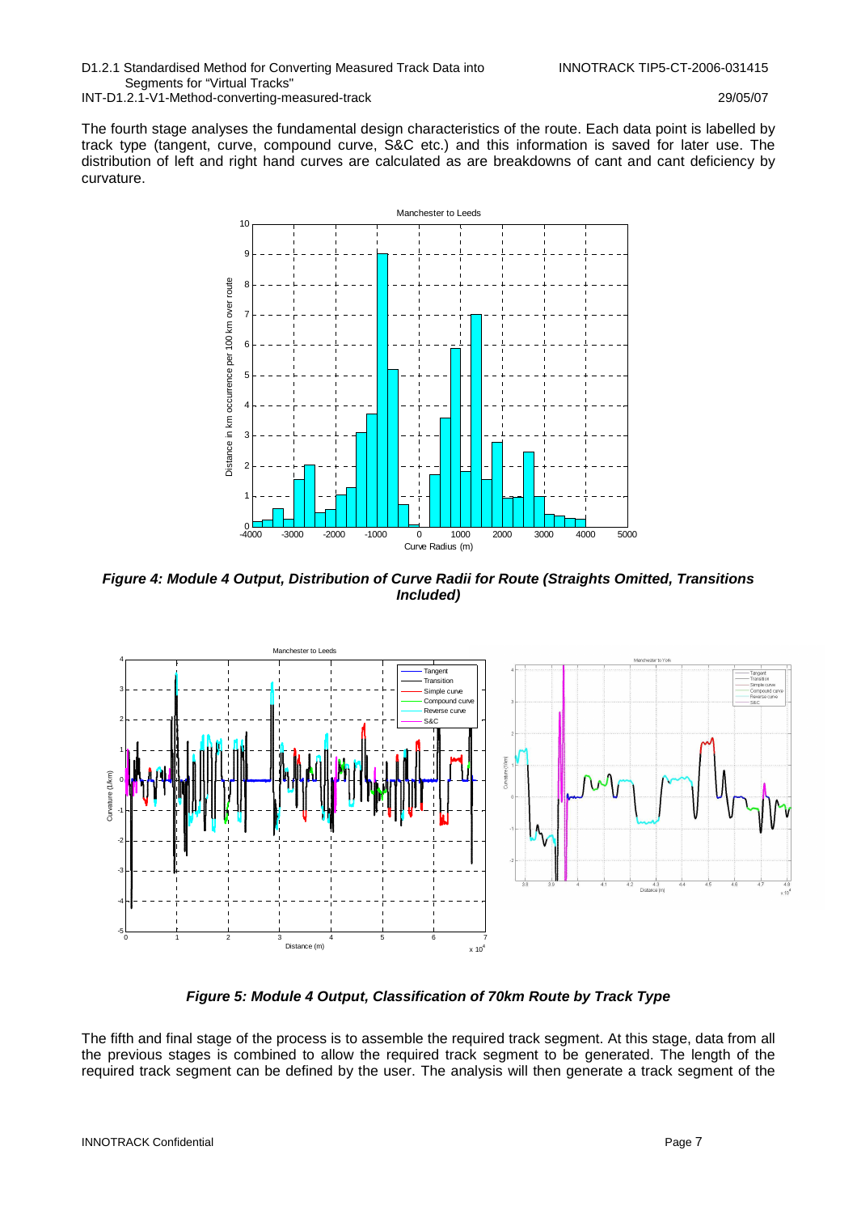The fourth stage analyses the fundamental design characteristics of the route. Each data point is labelled by track type (tangent, curve, compound curve, S&C etc.) and this information is saved for later use. The distribution of left and right hand curves are calculated as are breakdowns of cant and cant deficiency by curvature.

***Figure 4: Module 4 Output, Distribution of Curve Radii for Route (Straights Omitted, Transitions Included)***

***Figure 5: Module 4 Output, Classification of 70km Route by Track Type***

The fifth and final stage of the process is to assemble the required track segment. At this stage, data from all the previous stages is combined to allow the required track segment to be generated. The length of the required track segment can be defined by the user. The analysis will then generate a track segment of the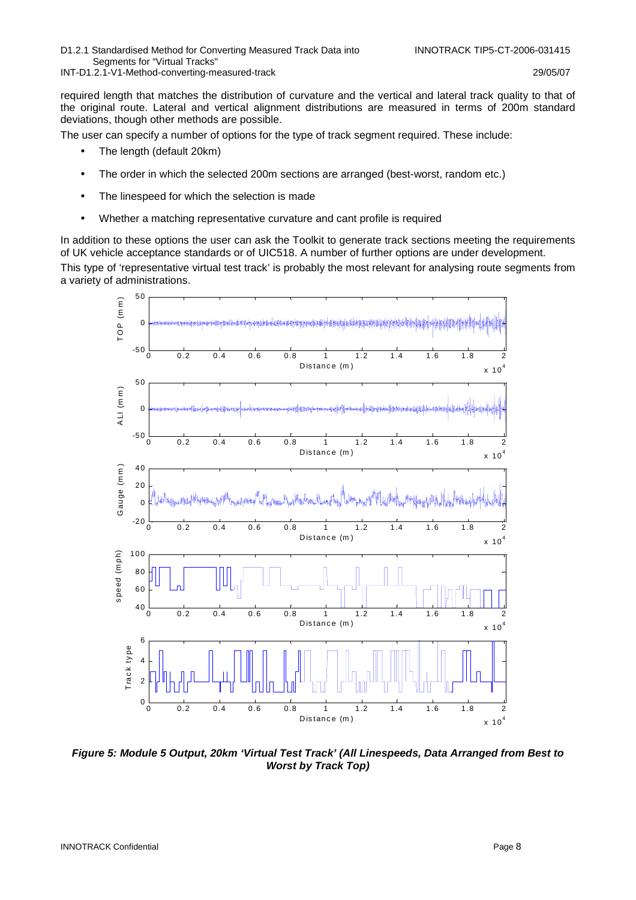required length that matches the distribution of curvature and the vertical and lateral track quality to that of the original route. Lateral and vertical alignment distributions are measured in terms of 200m standard deviations, though other methods are possible.

The user can specify a number of options for the type of track segment required. These include:

- The length (default 20km)
- The order in which the selected 200m sections are arranged (best-worst, random etc.)
- The linespeed for which the selection is made
- Whether a matching representative curvature and cant profile is required

In addition to these options the user can ask the Toolkit to generate track sections meeting the requirements of UK vehicle acceptance standards or of UIC518. A number of further options are under development.

This type of 'representative virtual test track' is probably the most relevant for analysing route segments from a variety of administrations.

***Figure 5: Module 5 Output, 20km 'Virtual Test Track' (All Linespeeds, Data Arranged from Best to Worst by Track Top)***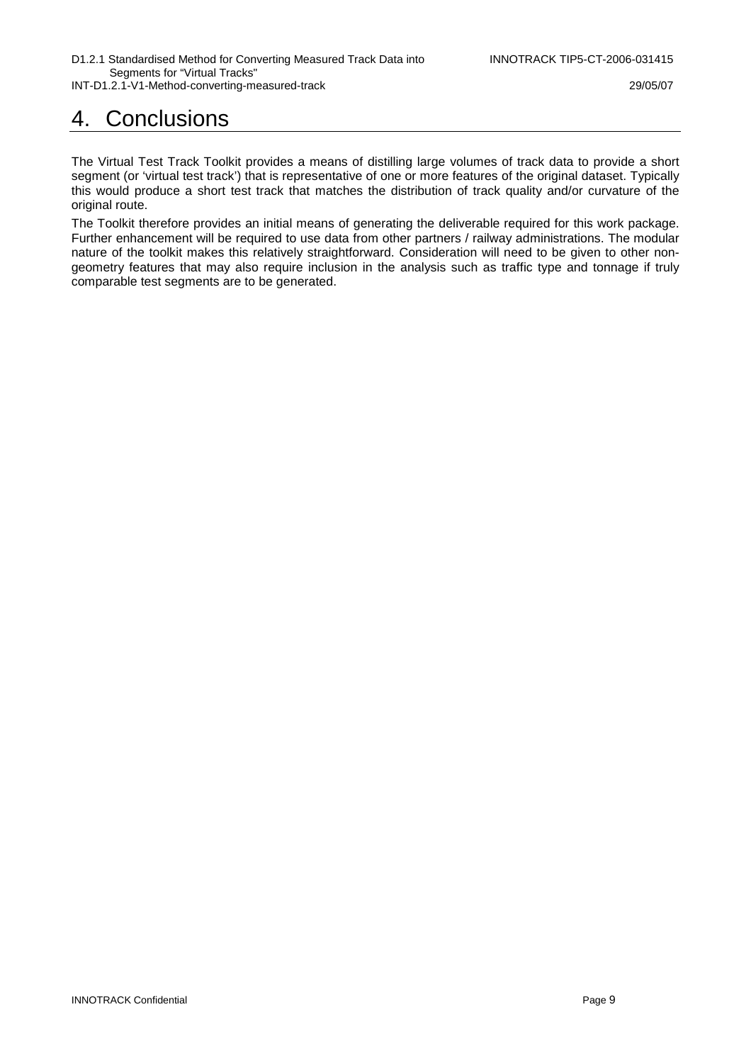# 4. Conclusions

The Virtual Test Track Toolkit provides a means of distilling large volumes of track data to provide a short segment (or 'virtual test track') that is representative of one or more features of the original dataset. Typically this would produce a short test track that matches the distribution of track quality and/or curvature of the original route.

The Toolkit therefore provides an initial means of generating the deliverable required for this work package. Further enhancement will be required to use data from other partners / railway administrations. The modular nature of the toolkit makes this relatively straightforward. Consideration will need to be given to other non-geometry features that may also require inclusion in the analysis such as traffic type and tonnage if truly comparable test segments are to be generated.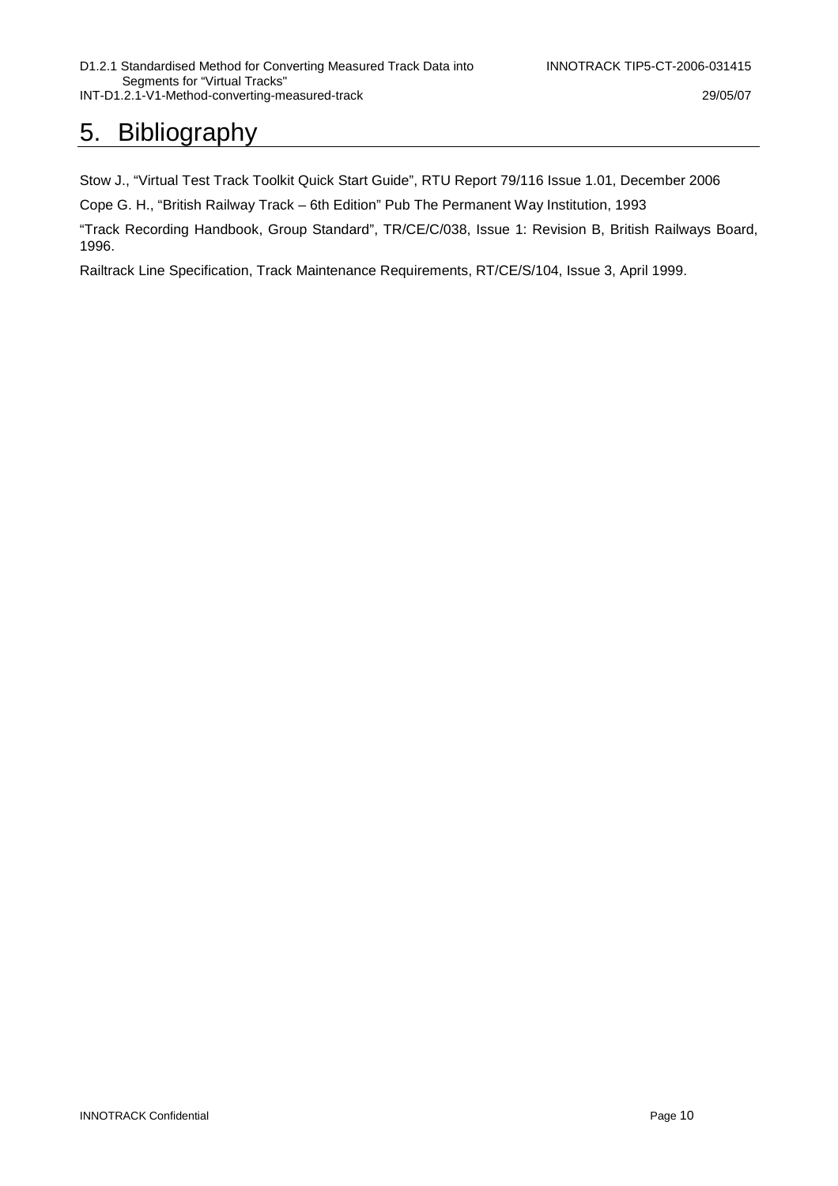# 5. Bibliography

Stow J., “Virtual Test Track Toolkit Quick Start Guide”, RTU Report 79/116 Issue 1.01, December 2006

Cope G. H., “British Railway Track – 6th Edition” Pub The Permanent Way Institution, 1993

“Track Recording Handbook, Group Standard”, TR/CE/C/038, Issue 1: Revision B, British Railways Board, 1996.

Railtrack Line Specification, Track Maintenance Requirements, RT/CE/S/104, Issue 3, April 1999.